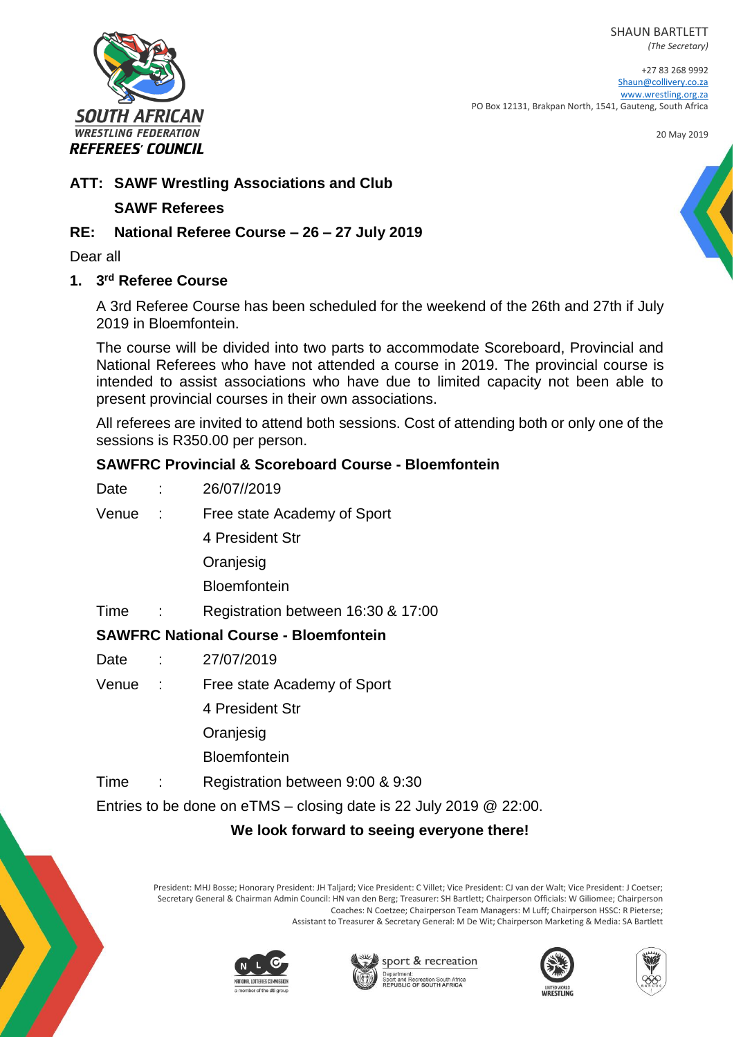SOUTH AFRICAN WRESTLING FEDERATION REFEREES' COUNCIL

SHAUN BARTLETT
*(The Secretary)*

+27 83 268 9992
Shaun@collivery.co.za
www.wrestling.org.za
PO Box 12131, Brakpan North, 1541, Gauteng, South Africa

20 May 2019

**ATT: SAWF Wrestling Associations and Club**

**SAWF Referees**

**RE: National Referee Course – 26 – 27 July 2019**

Dear all

## 1. 3rd Referee Course

A 3rd Referee Course has been scheduled for the weekend of the 26th and 27th if July 2019 in Bloemfontein.

The course will be divided into two parts to accommodate Scoreboard, Provincial and National Referees who have not attended a course in 2019. The provincial course is intended to assist associations who have due to limited capacity not been able to present provincial courses in their own associations.

All referees are invited to attend both sessions. Cost of attending both or only one of the sessions is R350.00 per person.

### SAWFRC Provincial & Scoreboard Course - Bloemfontein

Date : 26/07//2019

Venue : Free state Academy of Sport
4 President Str
Oranjesig
Bloemfontein

Time : Registration between 16:30 & 17:00

### SAWFRC National Course - Bloemfontein

Date : 27/07/2019

Venue : Free state Academy of Sport
4 President Str
Oranjesig
Bloemfontein

Time : Registration between 9:00 & 9:30

Entries to be done on eTMS – closing date is 22 July 2019 @ 22:00.

**We look forward to seeing everyone there!**

President: MHJ Bosse; Honorary President: JH Taljard; Vice President: C Villet; Vice President: CJ van der Walt; Vice President: J Coetser; Secretary General & Chairman Admin Council: HN van den Berg; Treasurer: SH Bartlett; Chairperson Officials: W Giliomee; Chairperson Coaches: N Coetzee; Chairperson Team Managers: M Luff; Chairperson HSSC: R Pieterse; Assistant to Treasurer & Secretary General: M De Wit; Chairperson Marketing & Media: SA Bartlett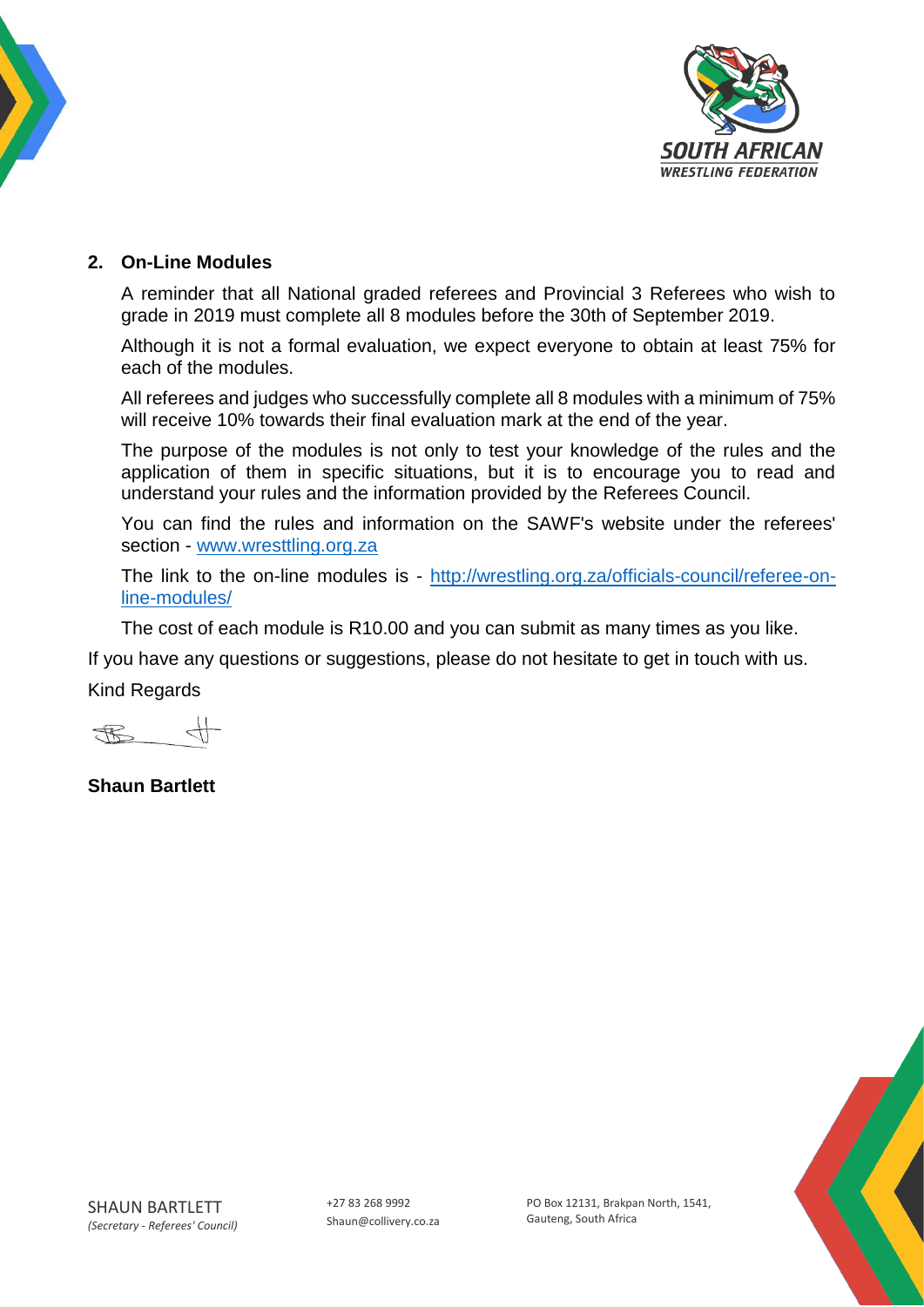## 2. On-Line Modules

A reminder that all National graded referees and Provincial 3 Referees who wish to grade in 2019 must complete all 8 modules before the 30th of September 2019.

Although it is not a formal evaluation, we expect everyone to obtain at least 75% for each of the modules.

All referees and judges who successfully complete all 8 modules with a minimum of 75% will receive 10% towards their final evaluation mark at the end of the year.

The purpose of the modules is not only to test your knowledge of the rules and the application of them in specific situations, but it is to encourage you to read and understand your rules and the information provided by the Referees Council.

You can find the rules and information on the SAWF's website under the referees' section - [www.wresttling.org.za](www.wresttling.org.za)

The link to the on-line modules is - [http://wrestling.org.za/officials-council/referee-on-line-modules/](http://wrestling.org.za/officials-council/referee-on-line-modules/)

The cost of each module is R10.00 and you can submit as many times as you like.

If you have any questions or suggestions, please do not hesitate to get in touch with us.

Kind Regards

**Shaun Bartlett**

SHAUN BARTLETT
*(Secretary - Referees' Council)*

+27 83 268 9992
Shaun@collivery.co.za

PO Box 12131, Brakpan North, 1541,
Gauteng, South Africa